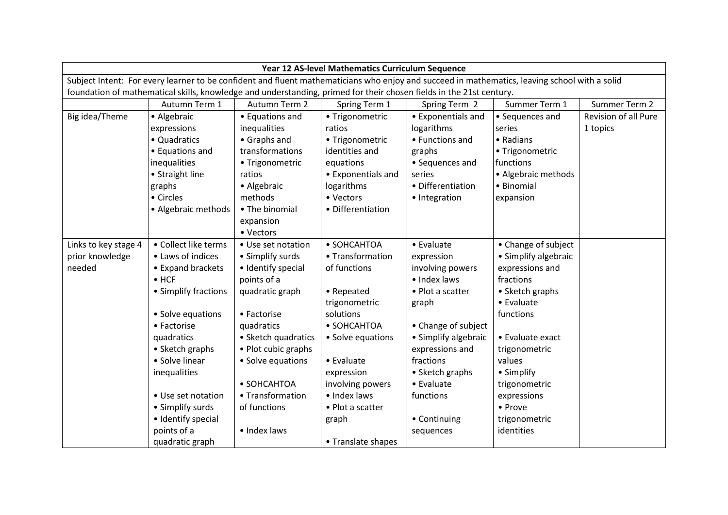| Year 12 AS-level Mathematics Curriculum Sequence | | | | | | |
|---|---|---|---|---|---|---|
| Subject Intent: For every learner to be confident and fluent mathematicians who enjoy and succeed in mathematics, leaving school with a solid foundation of mathematical skills, knowledge and understanding, primed for their chosen fields in the 21st century. | | | | | | |
| | Autumn Term 1 | Autumn Term 2 | Spring Term 1 | Spring Term 2 | Summer Term 1 | Summer Term 2 |
| Big idea/Theme | • Algebraic expressions<br>• Quadratics<br>• Equations and inequalities<br>• Straight line graphs<br>• Circles<br>• Algebraic methods | • Equations and inequalities<br>• Graphs and transformations<br>• Trigonometric ratios<br>• Algebraic methods<br>• The binomial expansion<br>• Vectors | • Trigonometric ratios<br>• Trigonometric identities and equations<br>• Exponentials and logarithms<br>• Vectors<br>• Differentiation | • Exponentials and logarithms<br>• Functions and graphs<br>• Sequences and series<br>• Differentiation<br>• Integration | • Sequences and series<br>• Radians<br>• Trigonometric functions<br>• Algebraic methods<br>• Binomial expansion | Revision of all Pure 1 topics |
| Links to key stage 4 prior knowledge needed | • Collect like terms<br>• Laws of indices<br>• Expand brackets<br>• HCF<br>• Simplify fractions<br><br>• Solve equations<br>• Factorise quadratics<br>• Sketch graphs<br>• Solve linear inequalities<br><br>• Use set notation<br>• Simplify surds<br>• Identify special points of a quadratic graph | • Use set notation<br>• Simplify surds<br>• Identify special points of a quadratic graph<br><br>• Factorise quadratics<br>• Sketch quadratics<br>• Plot cubic graphs<br>• Solve equations<br><br>• SOHCAHTOA<br>• Transformation of functions<br><br>• Index laws | • SOHCAHTOA<br>• Transformation of functions<br><br>• Repeated trigonometric solutions<br>• SOHCAHTOA<br>• Solve equations<br><br>• Evaluate expression involving powers<br>• Index laws<br>• Plot a scatter graph<br><br>• Translate shapes | • Evaluate expression involving powers<br>• Index laws<br>• Plot a scatter graph<br><br>• Change of subject<br>• Simplify algebraic expressions and fractions<br>• Sketch graphs<br>• Evaluate functions<br><br>• Continuing sequences | • Change of subject<br>• Simplify algebraic expressions and fractions<br>• Sketch graphs<br>• Evaluate functions<br><br>• Evaluate exact trigonometric values<br>• Simplify trigonometric expressions<br>• Prove trigonometric identities | |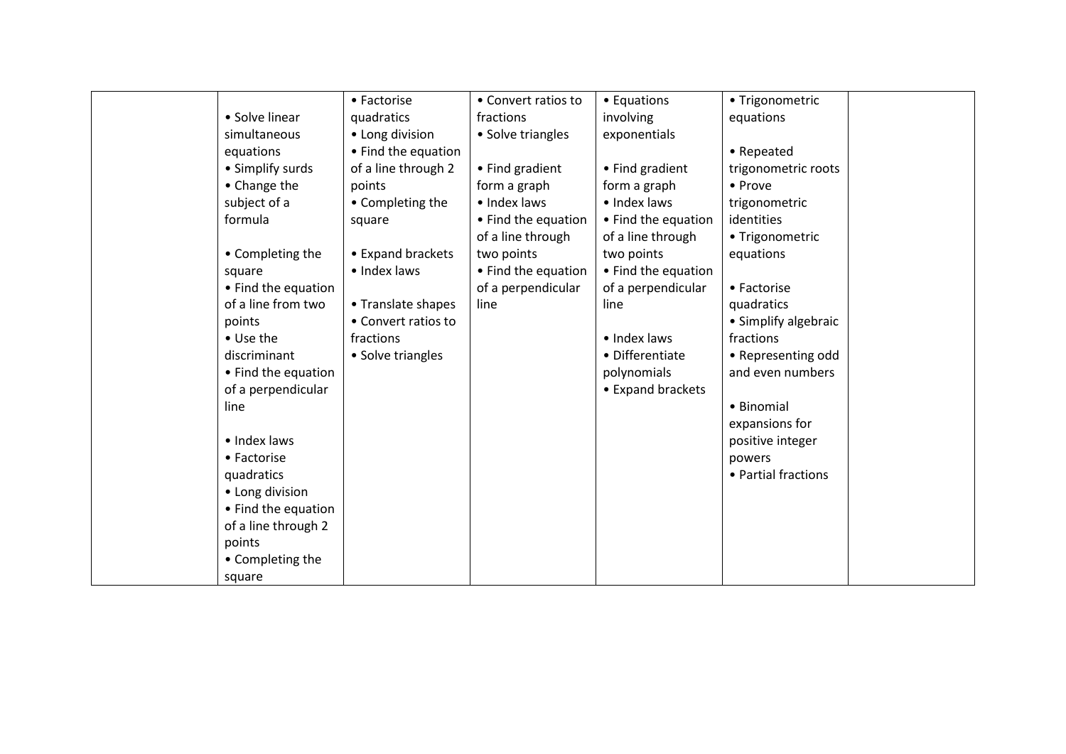| | | | | | | |
|---|---|---|---|---|---|---|
| | • Solve linear simultaneous equations<br>• Simplify surds<br>• Change the subject of a formula<br><br>• Completing the square<br>• Find the equation of a line from two points<br>• Use the discriminant<br>• Find the equation of a perpendicular line<br><br>• Index laws<br>• Factorise quadratics<br>• Long division<br>• Find the equation of a line through 2 points<br>• Completing the square | • Factorise quadratics<br>• Long division<br>• Find the equation of a line through 2 points<br>• Completing the square<br><br>• Expand brackets<br>• Index laws<br><br>• Translate shapes<br>• Convert ratios to fractions<br>• Solve triangles | • Convert ratios to fractions<br>• Solve triangles<br><br>• Find gradient form a graph<br>• Index laws<br>• Find the equation of a line through two points<br>• Find the equation of a perpendicular line | • Equations involving exponentials<br><br>• Find gradient form a graph<br>• Index laws<br>• Find the equation of a line through two points<br>• Find the equation of a perpendicular line<br><br>• Index laws<br>• Differentiate polynomials<br>• Expand brackets | • Trigonometric equations<br><br>• Repeated trigonometric roots<br>• Prove trigonometric identities<br>• Trigonometric equations<br><br>• Factorise quadratics<br>• Simplify algebraic fractions<br>• Representing odd and even numbers<br><br>• Binomial expansions for positive integer powers<br>• Partial fractions | |